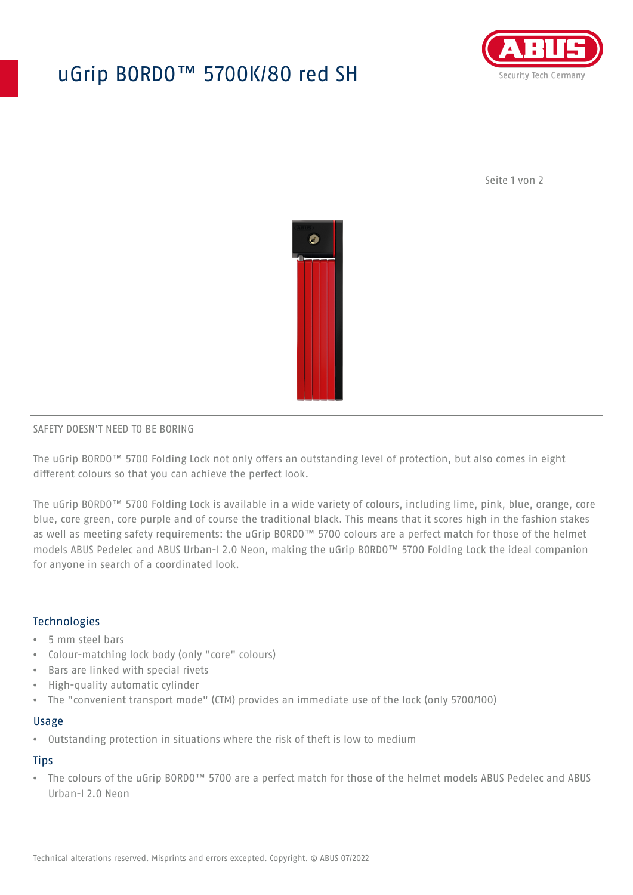# uGrip BORDO™ 5700K/80 red SH

SAFETY DOESN'T NEED TO BE BORING

The uGrip BORDO™ 5700 Folding Lock not only offers an outstanding level of protection, but also comes in eight different colours so that you can achieve the perfect look.

The uGrip BORDO™ 5700 Folding Lock is available in a wide variety of colours, including lime, pink, blue, orange, core blue, core green, core purple and of course the traditional black. This means that it scores high in the fashion stakes as well as meeting safety requirements: the uGrip BORDO™ 5700 colours are a perfect match for those of the helmet models ABUS Pedelec and ABUS Urban-I 2.0 Neon, making the uGrip BORDO™ 5700 Folding Lock the ideal companion for anyone in search of a coordinated look.

## Technologies

- 5 mm steel bars
- Colour-matching lock body (only "core" colours)
- Bars are linked with special rivets
- High-quality automatic cylinder
- The "convenient transport mode" (CTM) provides an immediate use of the lock (only 5700/100)

## Usage

- Outstanding protection in situations where the risk of theft is low to medium

## Tips

- The colours of the uGrip BORDO™ 5700 are a perfect match for those of the helmet models ABUS Pedelec and ABUS Urban-I 2.0 Neon

Technical alterations reserved. Misprints and errors excepted. Copyright. © ABUS 07/2022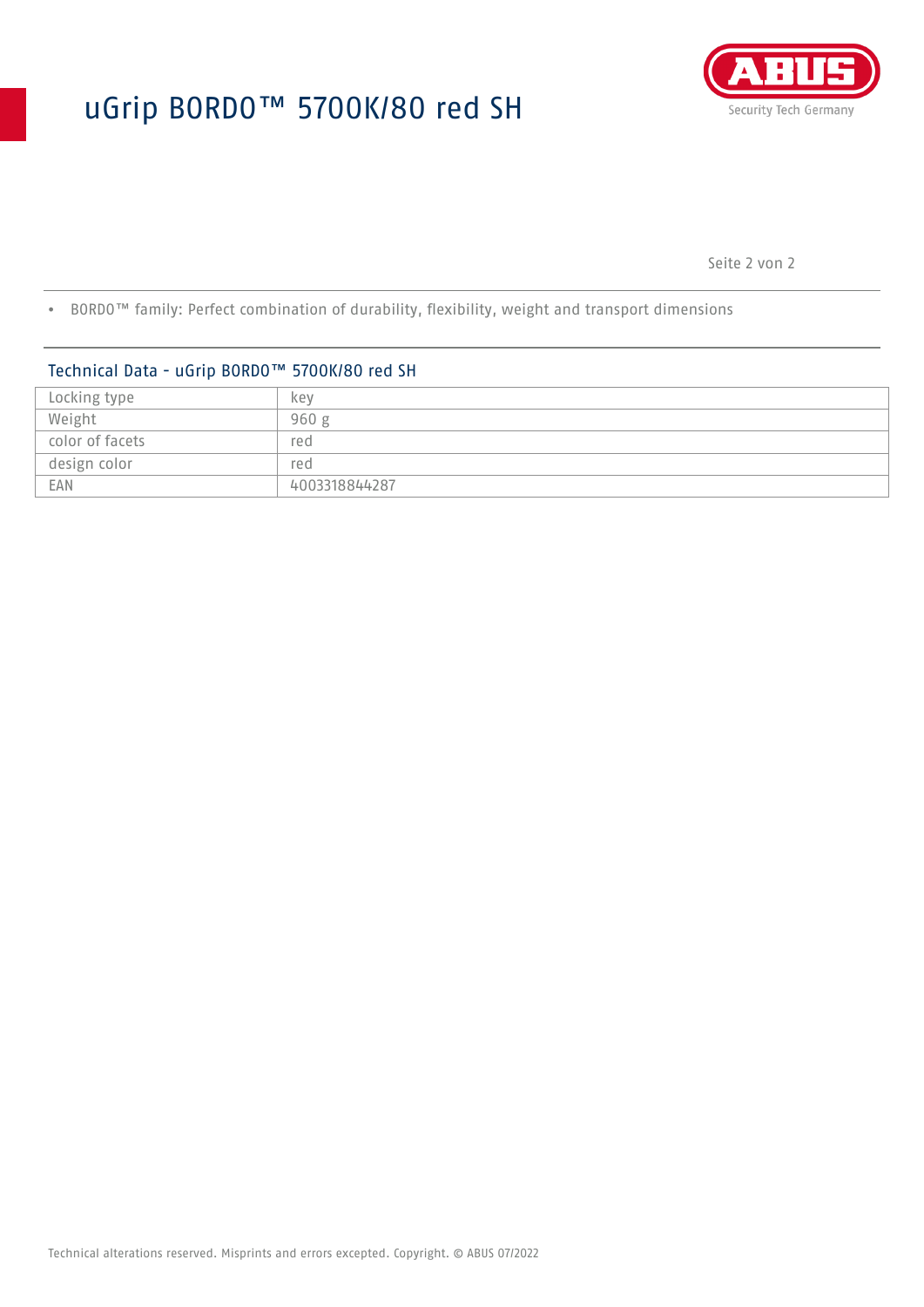- BORDO™ family: Perfect combination of durability, flexibility, weight and transport dimensions

## Technical Data - uGrip BORDO™ 5700K/80 red SH

| | |
|---|---|
| Locking type | key |
| Weight | 960 g |
| color of facets | red |
| design color | red |
| EAN | 4003318844287 |

Technical alterations reserved. Misprints and errors excepted. Copyright. © ABUS 07/2022